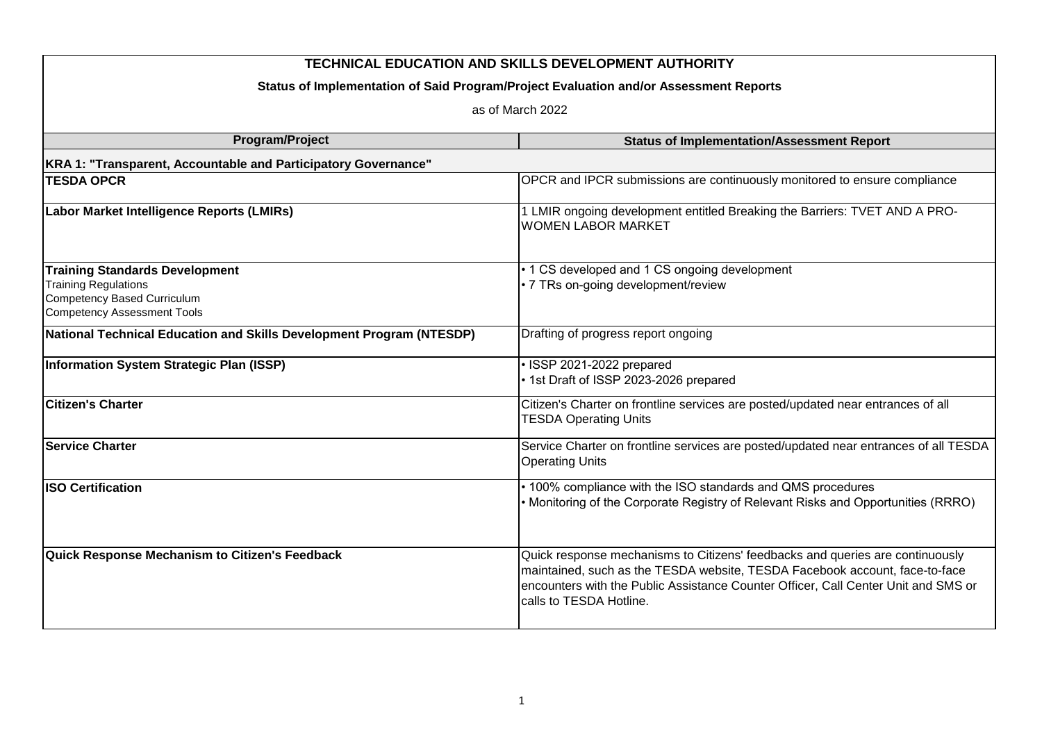**TECHNICAL EDUCATION AND SKILLS DEVELOPMENT AUTHORITY**

**Status of Implementation of Said Program/Project Evaluation and/or Assessment Reports**

as of March 2022

| Program/Project | Status of Implementation/Assessment Report |
|---|---|
| **KRA 1: "Transparent, Accountable and Participatory Governance"** | |
| **TESDA OPCR** | OPCR and IPCR submissions are continuously monitored to ensure compliance |
| **Labor Market Intelligence Reports (LMIRs)** | 1 LMIR ongoing development entitled Breaking the Barriers: TVET AND A PRO-WOMEN LABOR MARKET |
| **Training Standards Development**<br>Training Regulations<br>Competency Based Curriculum<br>Competency Assessment Tools | • 1 CS developed and 1 CS ongoing development<br>• 7 TRs on-going development/review |
| **National Technical Education and Skills Development Program (NTESDP)** | Drafting of progress report ongoing |
| **Information System Strategic Plan (ISSP)** | • ISSP 2021-2022 prepared<br>• 1st Draft of ISSP 2023-2026 prepared |
| **Citizen's Charter** | Citizen's Charter on frontline services are posted/updated near entrances of all TESDA Operating Units |
| **Service Charter** | Service Charter on frontline services are posted/updated near entrances of all TESDA Operating Units |
| **ISO Certification** | • 100% compliance with the ISO standards and QMS procedures<br>• Monitoring of the Corporate Registry of Relevant Risks and Opportunities (RRRO) |
| **Quick Response Mechanism to Citizen's Feedback** | Quick response mechanisms to Citizens' feedbacks and queries are continuously maintained, such as the TESDA website, TESDA Facebook account, face-to-face encounters with the Public Assistance Counter Officer, Call Center Unit and SMS or calls to TESDA Hotline. |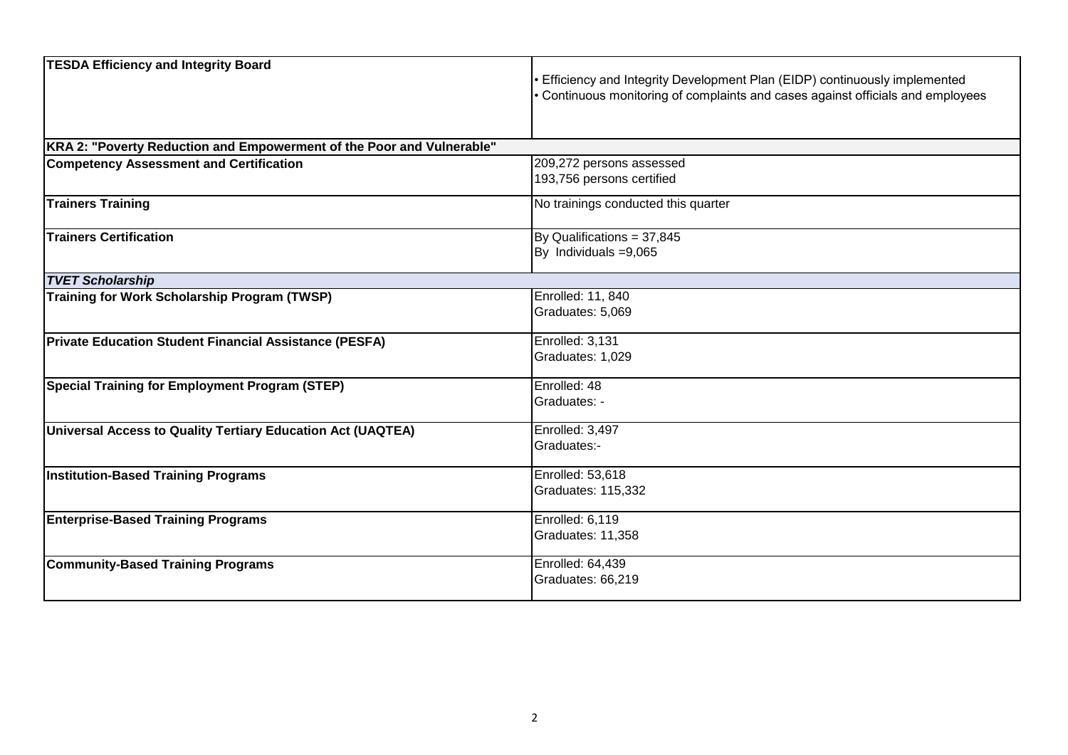| | |
|---|---|
| **TESDA Efficiency and Integrity Board** | • Efficiency and Integrity Development Plan (EIDP) continuously implemented<br>• Continuous monitoring of complaints and cases against officials and employees |
| **KRA 2: "Poverty Reduction and Empowerment of the Poor and Vulnerable"** | |
| **Competency Assessment and Certification** | 209,272 persons assessed<br>193,756 persons certified |
| **Trainers Training** | No trainings conducted this quarter |
| **Trainers Certification** | By Qualifications = 37,845<br>By Individuals =9,065 |
| ***TVET Scholarship*** | |
| **Training for Work Scholarship Program (TWSP)** | Enrolled: 11, 840<br>Graduates: 5,069 |
| **Private Education Student Financial Assistance (PESFA)** | Enrolled: 3,131<br>Graduates: 1,029 |
| **Special Training for Employment Program (STEP)** | Enrolled: 48<br>Graduates: - |
| **Universal Access to Quality Tertiary Education Act (UAQTEA)** | Enrolled: 3,497<br>Graduates:- |
| **Institution-Based Training Programs** | Enrolled: 53,618<br>Graduates: 115,332 |
| **Enterprise-Based Training Programs** | Enrolled: 6,119<br>Graduates: 11,358 |
| **Community-Based Training Programs** | Enrolled: 64,439<br>Graduates: 66,219 |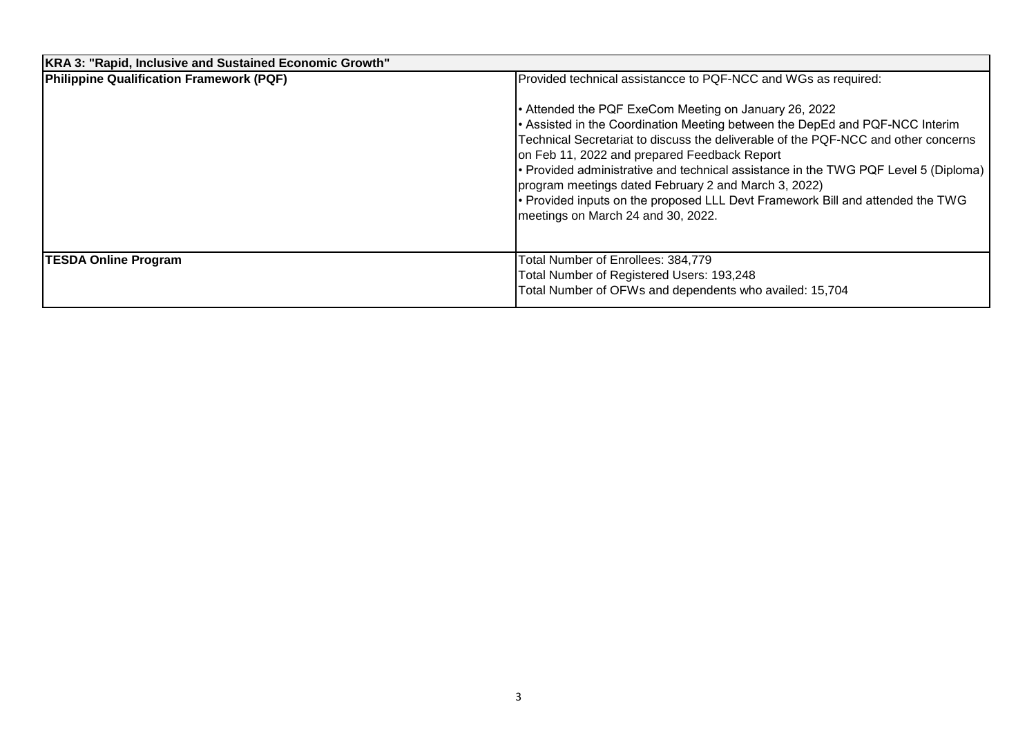| KRA 3: "Rapid, Inclusive and Sustained Economic Growth" | |
|---|---|
| **Philippine Qualification Framework (PQF)** | Provided technical assistancce to PQF-NCC and WGs as required:<br><br>• Attended the PQF ExeCom Meeting on January 26, 2022<br>• Assisted in the Coordination Meeting between the DepEd and PQF-NCC Interim Technical Secretariat to discuss the deliverable of the PQF-NCC and other concerns on Feb 11, 2022 and prepared Feedback Report<br>• Provided administrative and technical assistance in the TWG PQF Level 5 (Diploma) program meetings dated February 2 and March 3, 2022)<br>• Provided inputs on the proposed LLL Devt Framework Bill and attended the TWG meetings on March 24 and 30, 2022. |
| **TESDA Online Program** | Total Number of Enrollees: 384,779<br>Total Number of Registered Users: 193,248<br>Total Number of OFWs and dependents who availed: 15,704 |